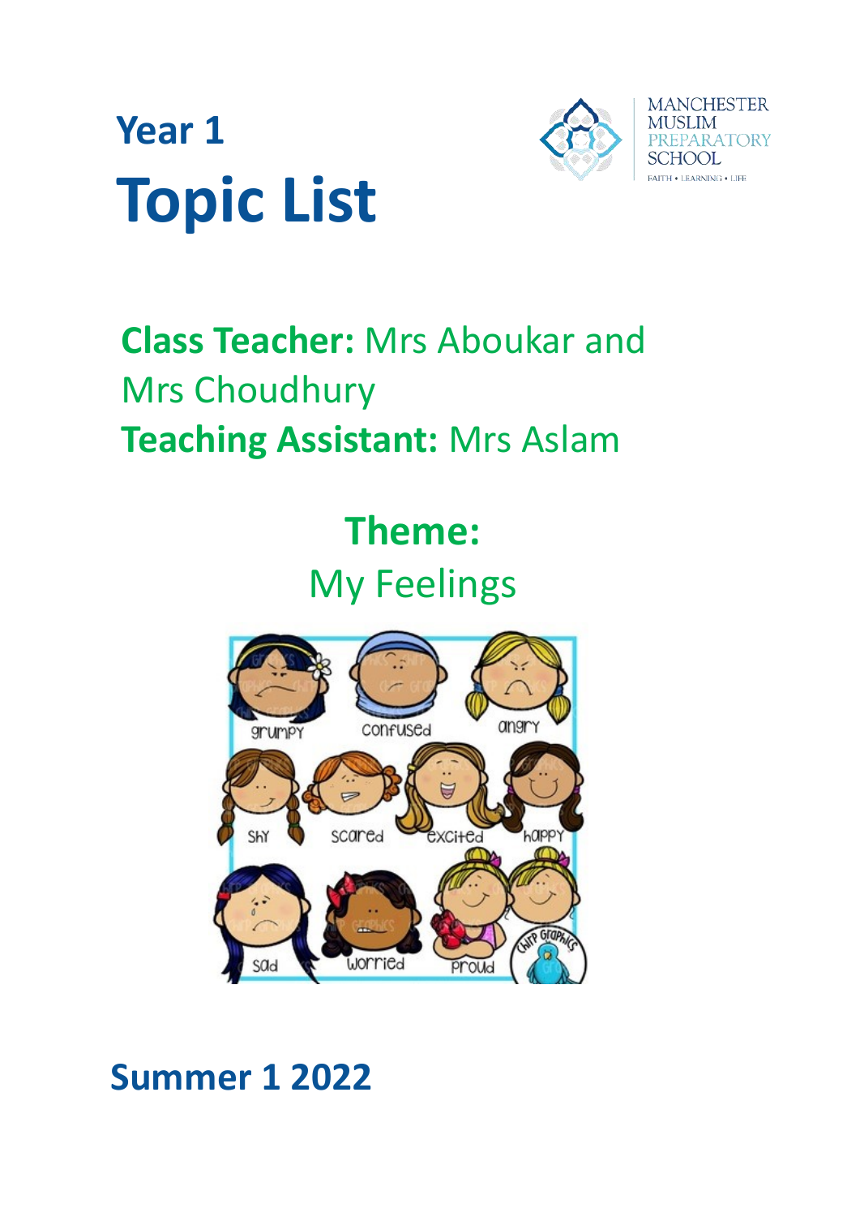# Year 1

# Topic List

MANCHESTER MUSLIM PREPARATORY SCHOOL

FAITH • LEARNING • LIFE

**Class Teacher:** Mrs Aboukar and Mrs Choudhury

**Teaching Assistant:** Mrs Aslam

## Theme:

My Feelings

## Summer 1 2022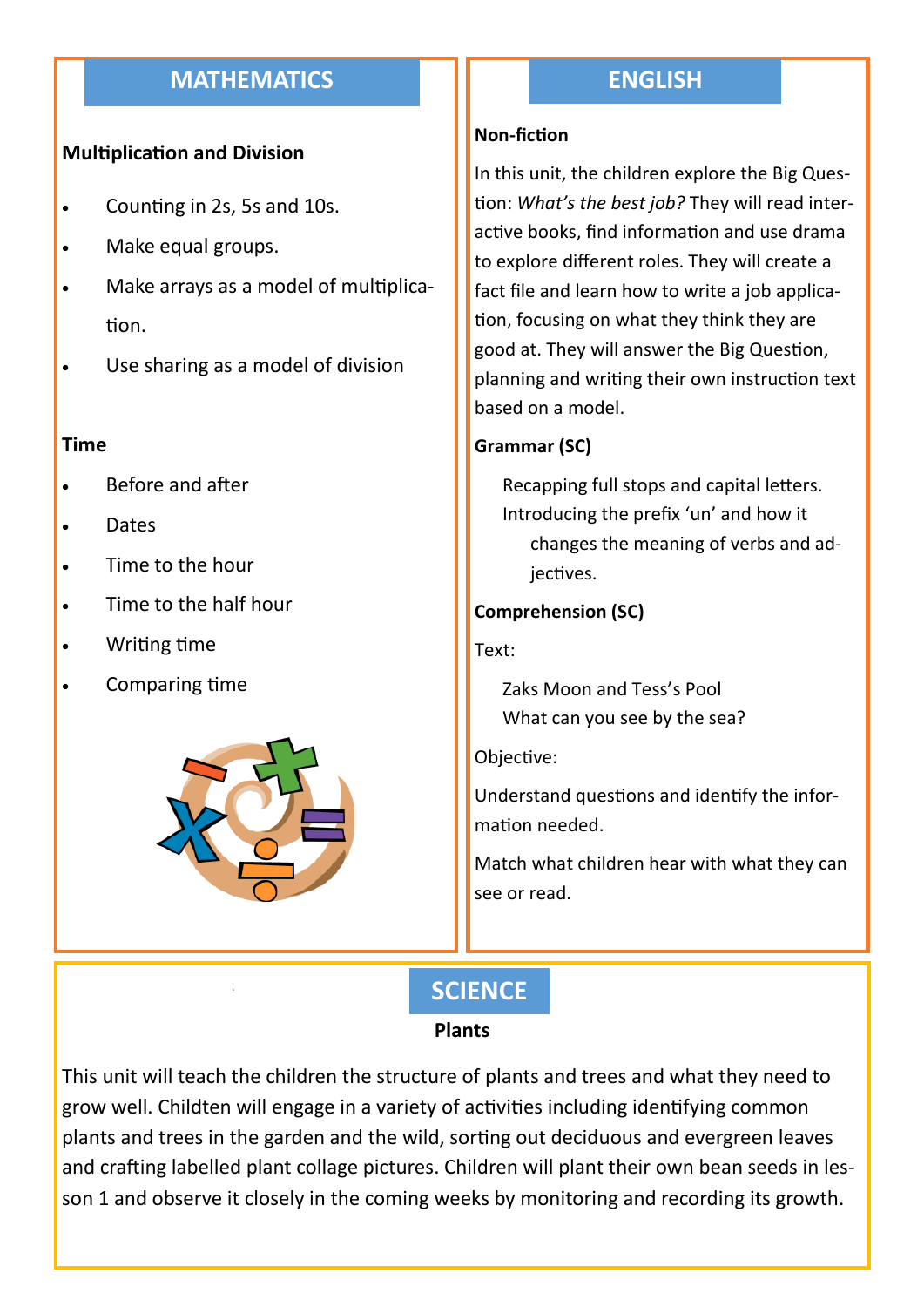## MATHEMATICS

**Multiplication and Division**

- Counting in 2s, 5s and 10s.
- Make equal groups.
- Make arrays as a model of multiplication.
- Use sharing as a model of division

**Time**

- Before and after
- Dates
- Time to the hour
- Time to the half hour
- Writing time
- Comparing time

## ENGLISH

**Non-fiction**

In this unit, the children explore the Big Question: *What's the best job?* They will read interactive books, find information and use drama to explore different roles. They will create a fact file and learn how to write a job application, focusing on what they think they are good at. They will answer the Big Question, planning and writing their own instruction text based on a model.

**Grammar (SC)**

Recapping full stops and capital letters.
Introducing the prefix 'un' and how it changes the meaning of verbs and adjectives.

**Comprehension (SC)**

Text:

Zaks Moon and Tess's Pool
What can you see by the sea?

Objective:

Understand questions and identify the information needed.

Match what children hear with what they can see or read.

## SCIENCE

**Plants**

This unit will teach the children the structure of plants and trees and what they need to grow well. Childten will engage in a variety of activities including identifying common plants and trees in the garden and the wild, sorting out deciduous and evergreen leaves and crafting labelled plant collage pictures. Children will plant their own bean seeds in lesson 1 and observe it closely in the coming weeks by monitoring and recording its growth.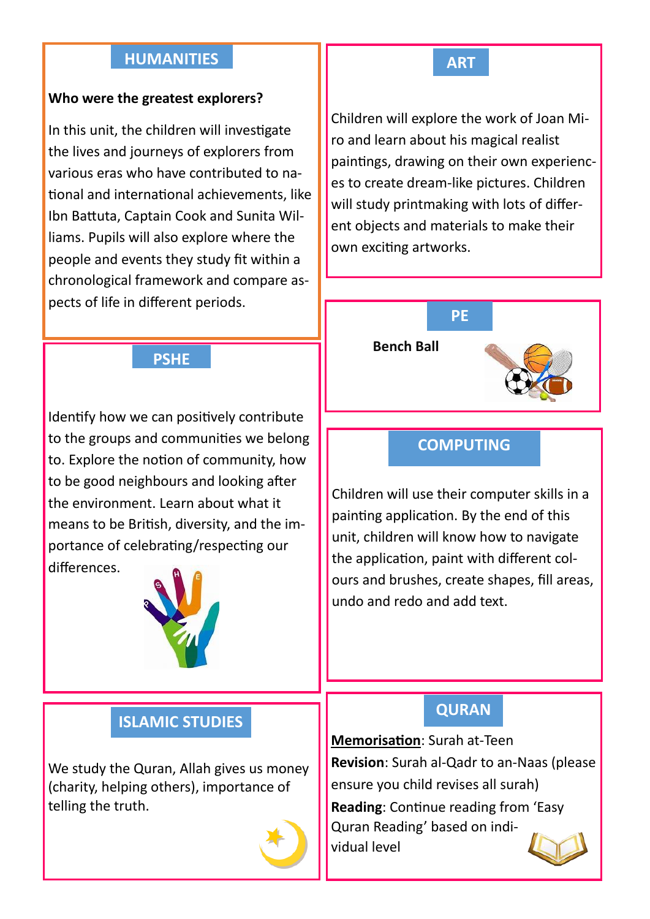## HUMANITIES

**Who were the greatest explorers?**

In this unit, the children will investigate the lives and journeys of explorers from various eras who have contributed to national and international achievements, like Ibn Battuta, Captain Cook and Sunita Williams. Pupils will also explore where the people and events they study fit within a chronological framework and compare aspects of life in different periods.

## ART

Children will explore the work of Joan Miro and learn about his magical realist paintings, drawing on their own experiences to create dream-like pictures. Children will study printmaking with lots of different objects and materials to make their own exciting artworks.

## PSHE

Identify how we can positively contribute to the groups and communities we belong to. Explore the notion of community, how to be good neighbours and looking after the environment. Learn about what it means to be British, diversity, and the importance of celebrating/respecting our differences.

## PE

**Bench Ball**

## COMPUTING

Children will use their computer skills in a painting application. By the end of this unit, children will know how to navigate the application, paint with different colours and brushes, create shapes, fill areas, undo and redo and add text.

## ISLAMIC STUDIES

We study the Quran, Allah gives us money (charity, helping others), importance of telling the truth.

## QURAN

**Memorisation**: Surah at-Teen

**Revision**: Surah al-Qadr to an-Naas (please ensure you child revises all surah)

**Reading**: Continue reading from 'Easy Quran Reading' based on individual level